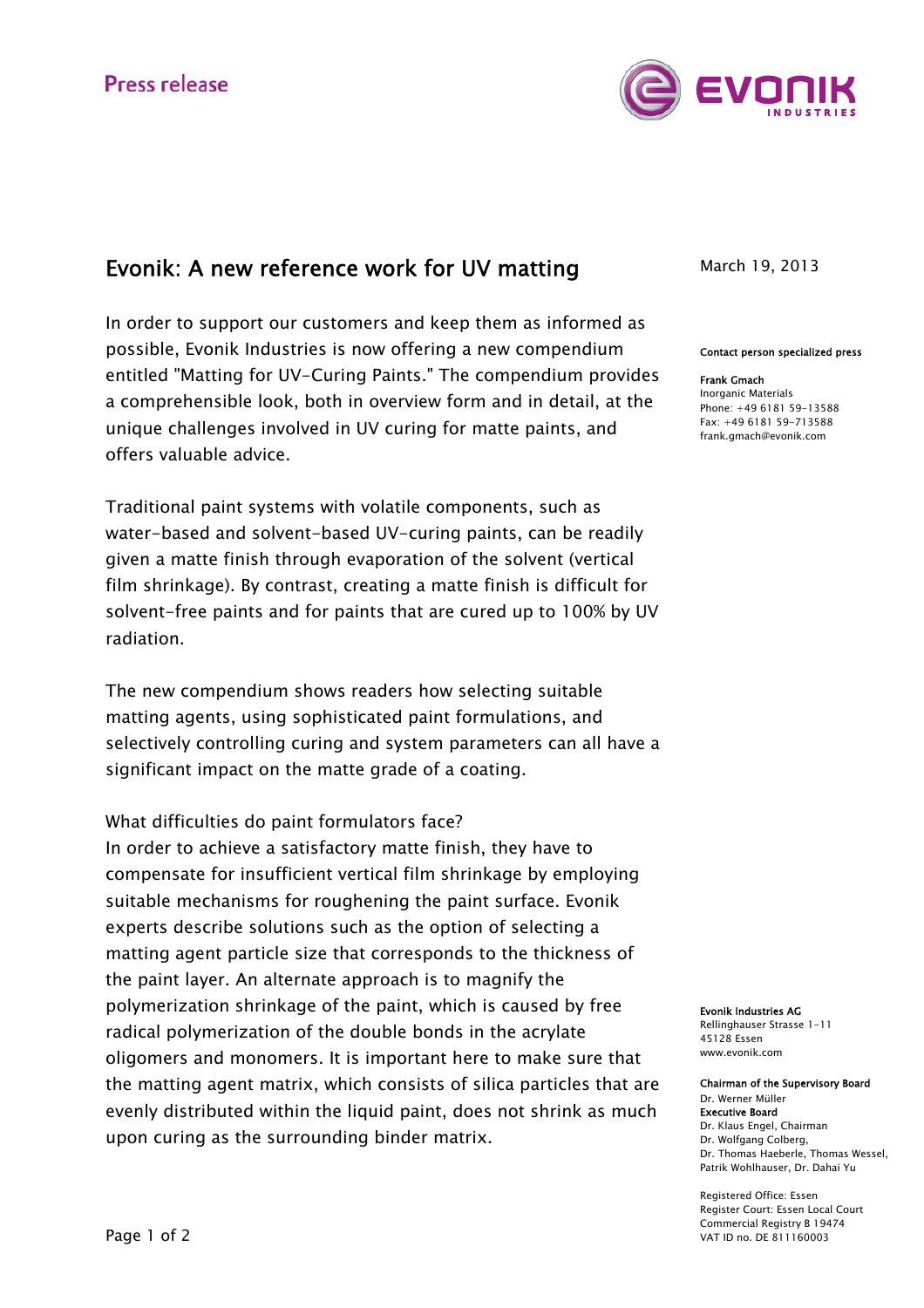Press release

# Evonik: A new reference work for UV matting

March 19, 2013

**Contact person specialized press**

**Frank Gmach**
Inorganic Materials
Phone: +49 6181 59-13588
Fax: +49 6181 59-713588
frank.gmach@evonik.com

In order to support our customers and keep them as informed as possible, Evonik Industries is now offering a new compendium entitled "Matting for UV-Curing Paints." The compendium provides a comprehensible look, both in overview form and in detail, at the unique challenges involved in UV curing for matte paints, and offers valuable advice.

Traditional paint systems with volatile components, such as water-based and solvent-based UV-curing paints, can be readily given a matte finish through evaporation of the solvent (vertical film shrinkage). By contrast, creating a matte finish is difficult for solvent-free paints and for paints that are cured up to 100% by UV radiation.

The new compendium shows readers how selecting suitable matting agents, using sophisticated paint formulations, and selectively controlling curing and system parameters can all have a significant impact on the matte grade of a coating.

What difficulties do paint formulators face?
In order to achieve a satisfactory matte finish, they have to compensate for insufficient vertical film shrinkage by employing suitable mechanisms for roughening the paint surface. Evonik experts describe solutions such as the option of selecting a matting agent particle size that corresponds to the thickness of the paint layer. An alternate approach is to magnify the polymerization shrinkage of the paint, which is caused by free radical polymerization of the double bonds in the acrylate oligomers and monomers. It is important here to make sure that the matting agent matrix, which consists of silica particles that are evenly distributed within the liquid paint, does not shrink as much upon curing as the surrounding binder matrix.

**Evonik Industries AG**
Rellinghauser Strasse 1-11
45128 Essen
www.evonik.com

**Chairman of the Supervisory Board**
Dr. Werner Müller
**Executive Board**
Dr. Klaus Engel, Chairman
Dr. Wolfgang Colberg,
Dr. Thomas Haeberle, Thomas Wessel,
Patrik Wohlhauser, Dr. Dahai Yu

Registered Office: Essen
Register Court: Essen Local Court
Commercial Registry B 19474
VAT ID no. DE 811160003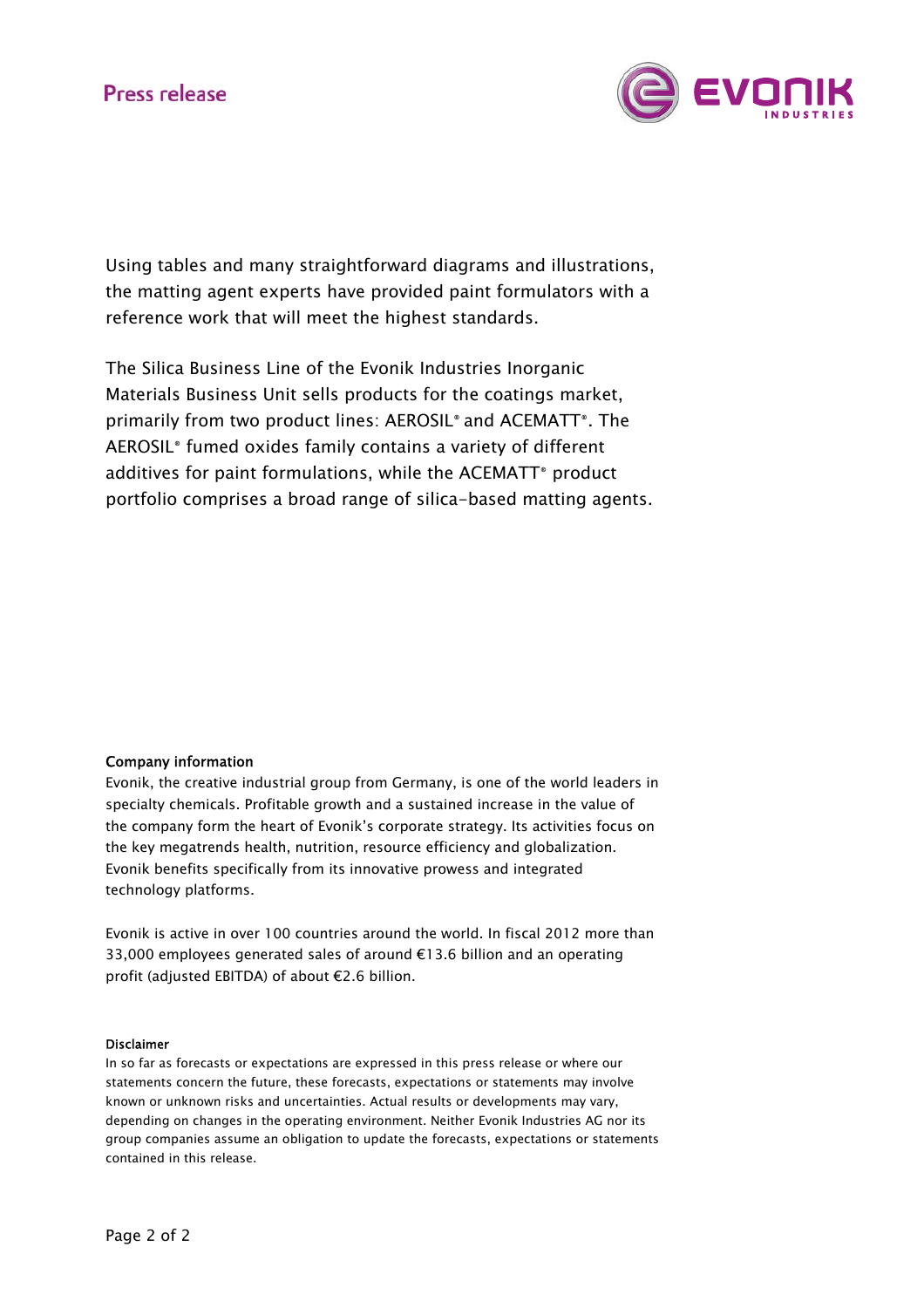Using tables and many straightforward diagrams and illustrations, the matting agent experts have provided paint formulators with a reference work that will meet the highest standards.

The Silica Business Line of the Evonik Industries Inorganic Materials Business Unit sells products for the coatings market, primarily from two product lines: AEROSIL® and ACEMATT®. The AEROSIL® fumed oxides family contains a variety of different additives for paint formulations, while the ACEMATT® product portfolio comprises a broad range of silica-based matting agents.

**Company information**

Evonik, the creative industrial group from Germany, is one of the world leaders in specialty chemicals. Profitable growth and a sustained increase in the value of the company form the heart of Evonik's corporate strategy. Its activities focus on the key megatrends health, nutrition, resource efficiency and globalization. Evonik benefits specifically from its innovative prowess and integrated technology platforms.

Evonik is active in over 100 countries around the world. In fiscal 2012 more than 33,000 employees generated sales of around €13.6 billion and an operating profit (adjusted EBITDA) of about €2.6 billion.

**Disclaimer**

In so far as forecasts or expectations are expressed in this press release or where our statements concern the future, these forecasts, expectations or statements may involve known or unknown risks and uncertainties. Actual results or developments may vary, depending on changes in the operating environment. Neither Evonik Industries AG nor its group companies assume an obligation to update the forecasts, expectations or statements contained in this release.